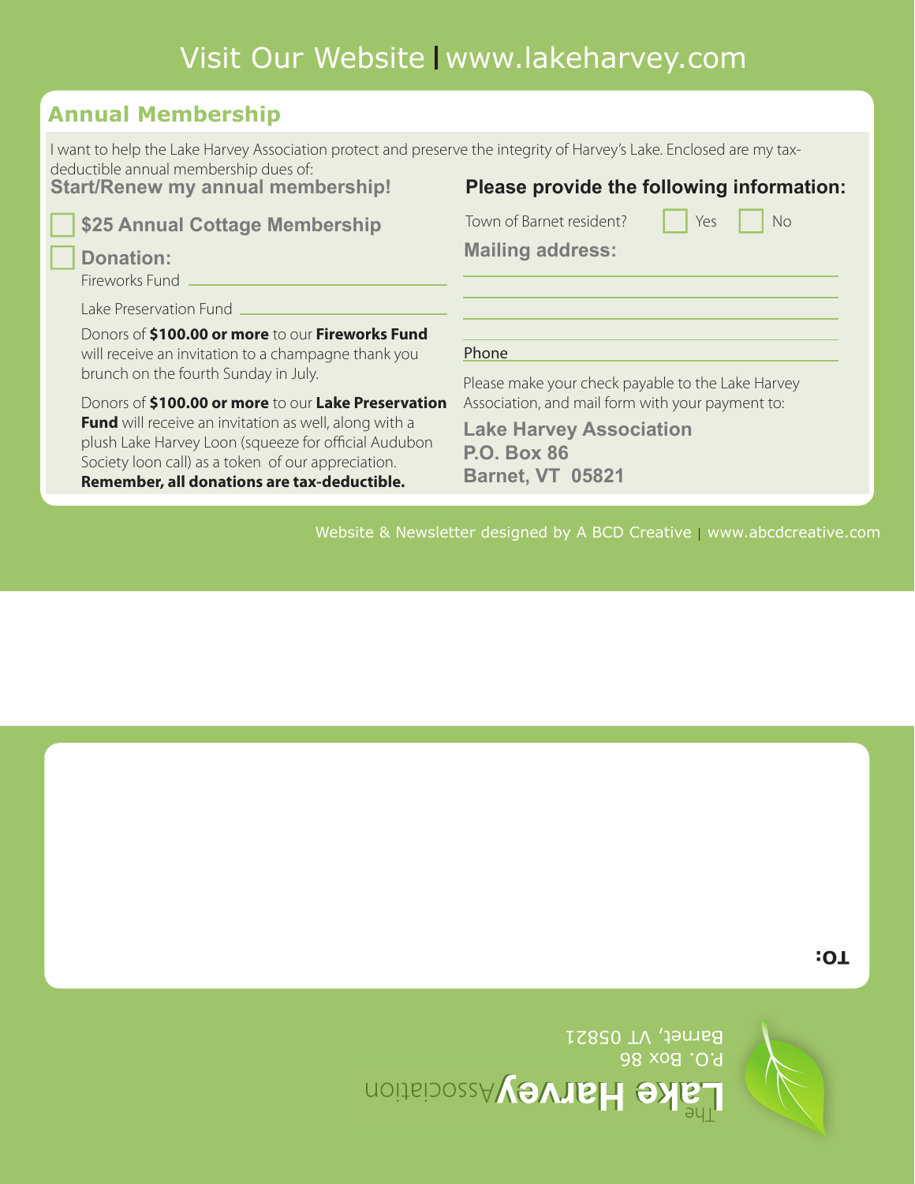Visit Our Website | www.lakeharvey.com

## Annual Membership

I want to help the Lake Harvey Association protect and preserve the integrity of Harvey's Lake. Enclosed are my tax-deductible annual membership dues of:

**Start/Renew my annual membership!**

☐ **$25 Annual Cottage Membership**

☐ **Donation:**

Fireworks Fund \_\_\_\_\_\_\_\_\_\_\_\_\_\_\_\_\_\_\_\_

Lake Preservation Fund \_\_\_\_\_\_\_\_\_\_\_\_\_\_\_\_\_\_\_\_

Donors of **$100.00 or more** to our **Fireworks Fund** will receive an invitation to a champagne thank you brunch on the fourth Sunday in July.

Donors of **$100.00 or more** to our **Lake Preservation Fund** will receive an invitation as well, along with a plush Lake Harvey Loon (squeeze for official Audubon Society loon call) as a token of our appreciation. **Remember, all donations are tax-deductible.**

**Please provide the following information:**

Town of Barnet resident? ☐ Yes ☐ No

**Mailing address:**

\_\_\_\_\_\_\_\_\_\_\_\_\_\_\_\_\_\_\_\_\_\_\_\_\_\_\_\_\_\_

\_\_\_\_\_\_\_\_\_\_\_\_\_\_\_\_\_\_\_\_\_\_\_\_\_\_\_\_\_\_

\_\_\_\_\_\_\_\_\_\_\_\_\_\_\_\_\_\_\_\_\_\_\_\_\_\_\_\_\_\_

Phone \_\_\_\_\_\_\_\_\_\_\_\_\_\_\_\_\_\_\_\_\_\_\_\_\_\_

Please make your check payable to the Lake Harvey Association, and mail form with your payment to:

**Lake Harvey Association**
**P.O. Box 86**
**Barnet, VT 05821**

Website & Newsletter designed by A BCD Creative | www.abcdcreative.com

**TO:**

The **Lake Harvey** Association
P.O. Box 86
Barnet, VT 05821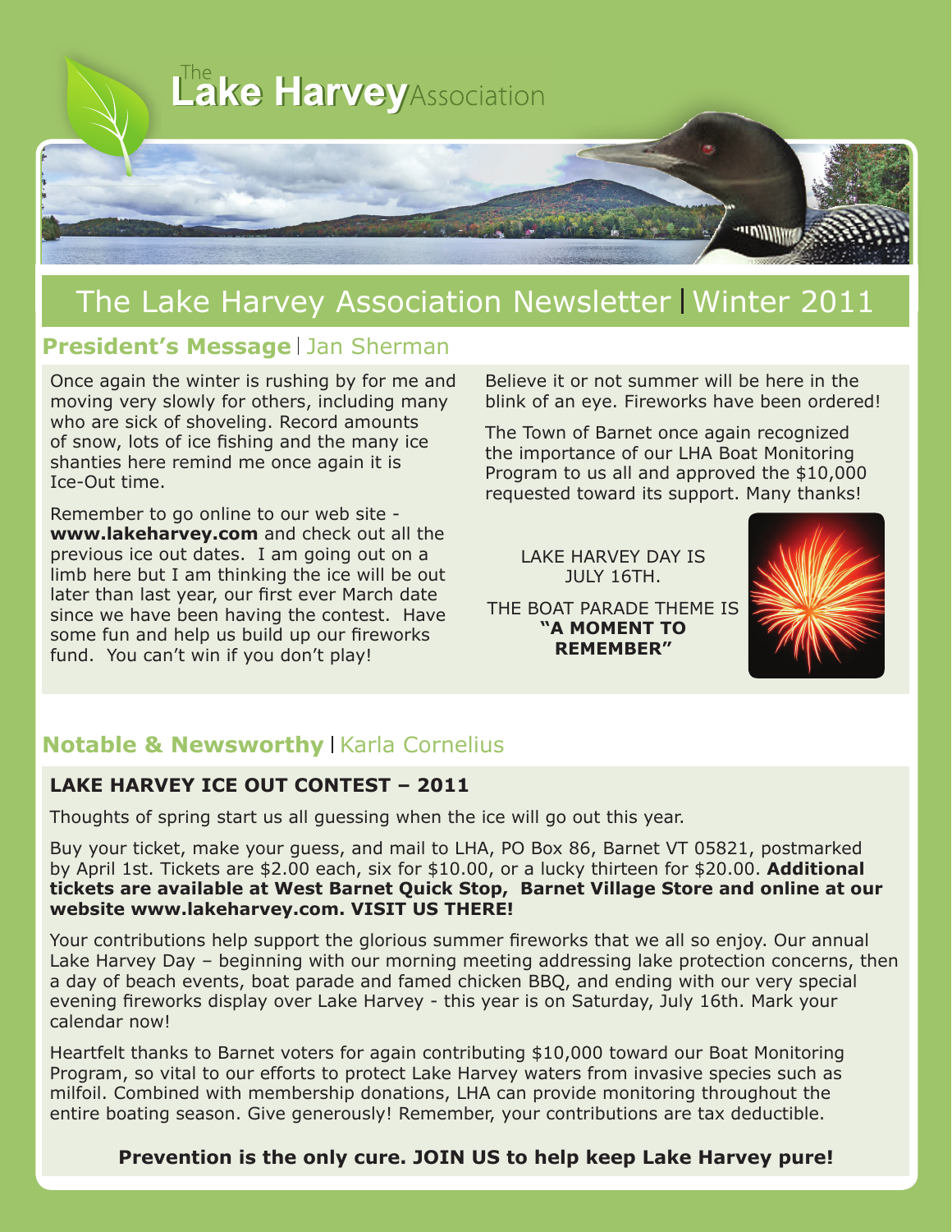# The Lake Harvey Association

## The Lake Harvey Association Newsletter | Winter 2011

### President's Message | Jan Sherman

Once again the winter is rushing by for me and moving very slowly for others, including many who are sick of shoveling. Record amounts of snow, lots of ice fishing and the many ice shanties here remind me once again it is Ice-Out time.

Remember to go online to our web site - **www.lakeharvey.com** and check out all the previous ice out dates. I am going out on a limb here but I am thinking the ice will be out later than last year, our first ever March date since we have been having the contest. Have some fun and help us build up our fireworks fund. You can't win if you don't play!

Believe it or not summer will be here in the blink of an eye. Fireworks have been ordered!

The Town of Barnet once again recognized the importance of our LHA Boat Monitoring Program to us all and approved the $10,000 requested toward its support. Many thanks!

LAKE HARVEY DAY IS JULY 16TH.

THE BOAT PARADE THEME IS **"A MOMENT TO REMEMBER"**

### Notable & Newsworthy | Karla Cornelius

**LAKE HARVEY ICE OUT CONTEST – 2011**

Thoughts of spring start us all guessing when the ice will go out this year.

Buy your ticket, make your guess, and mail to LHA, PO Box 86, Barnet VT 05821, postmarked by April 1st. Tickets are $2.00 each, six for $10.00, or a lucky thirteen for $20.00. **Additional tickets are available at West Barnet Quick Stop, Barnet Village Store and online at our website www.lakeharvey.com. VISIT US THERE!**

Your contributions help support the glorious summer fireworks that we all so enjoy. Our annual Lake Harvey Day – beginning with our morning meeting addressing lake protection concerns, then a day of beach events, boat parade and famed chicken BBQ, and ending with our very special evening fireworks display over Lake Harvey - this year is on Saturday, July 16th. Mark your calendar now!

Heartfelt thanks to Barnet voters for again contributing $10,000 toward our Boat Monitoring Program, so vital to our efforts to protect Lake Harvey waters from invasive species such as milfoil. Combined with membership donations, LHA can provide monitoring throughout the entire boating season. Give generously! Remember, your contributions are tax deductible.

**Prevention is the only cure. JOIN US to help keep Lake Harvey pure!**